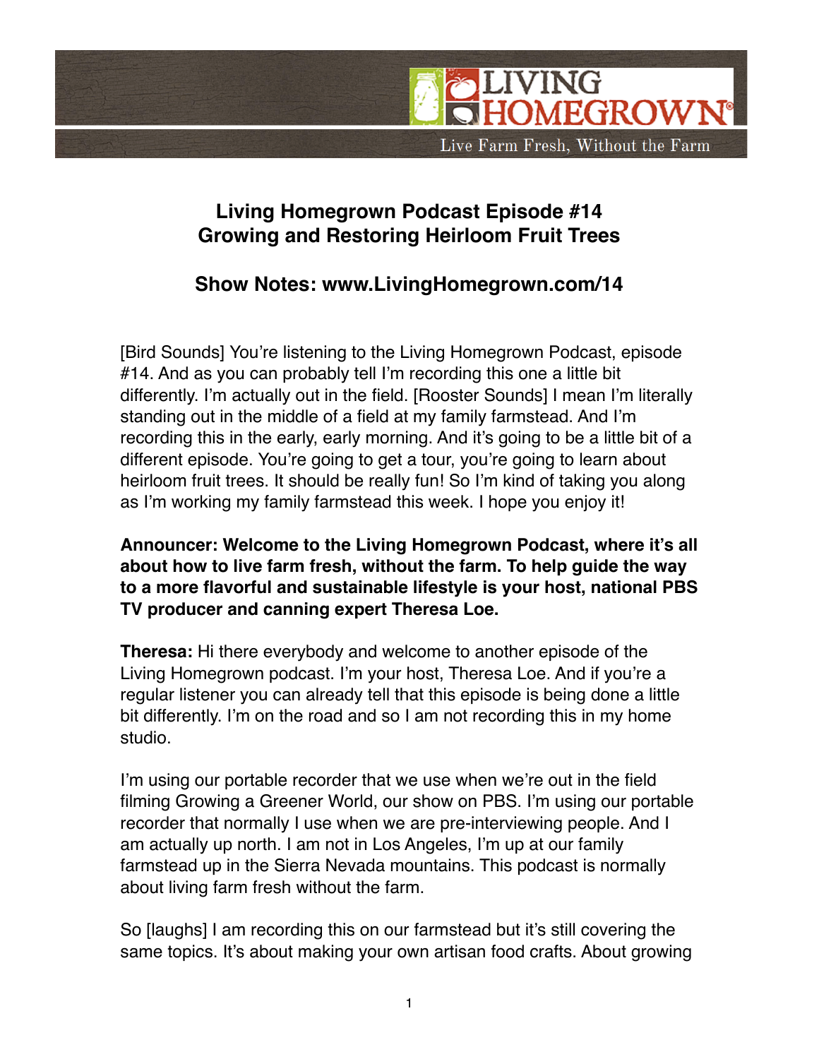**Living Homegrown Podcast Episode #14**
**Growing and Restoring Heirloom Fruit Trees**

**Show Notes: www.LivingHomegrown.com/14**

[Bird Sounds] You're listening to the Living Homegrown Podcast, episode #14. And as you can probably tell I'm recording this one a little bit differently. I'm actually out in the field. [Rooster Sounds] I mean I'm literally standing out in the middle of a field at my family farmstead. And I'm recording this in the early, early morning. And it's going to be a little bit of a different episode. You're going to get a tour, you're going to learn about heirloom fruit trees. It should be really fun! So I'm kind of taking you along as I'm working my family farmstead this week. I hope you enjoy it!

**Announcer: Welcome to the Living Homegrown Podcast, where it's all about how to live farm fresh, without the farm. To help guide the way to a more flavorful and sustainable lifestyle is your host, national PBS TV producer and canning expert Theresa Loe.**

**Theresa:** Hi there everybody and welcome to another episode of the Living Homegrown podcast. I'm your host, Theresa Loe. And if you're a regular listener you can already tell that this episode is being done a little bit differently. I'm on the road and so I am not recording this in my home studio.

I'm using our portable recorder that we use when we're out in the field filming Growing a Greener World, our show on PBS. I'm using our portable recorder that normally I use when we are pre-interviewing people. And I am actually up north. I am not in Los Angeles, I'm up at our family farmstead up in the Sierra Nevada mountains. This podcast is normally about living farm fresh without the farm.

So [laughs] I am recording this on our farmstead but it's still covering the same topics. It's about making your own artisan food crafts. About growing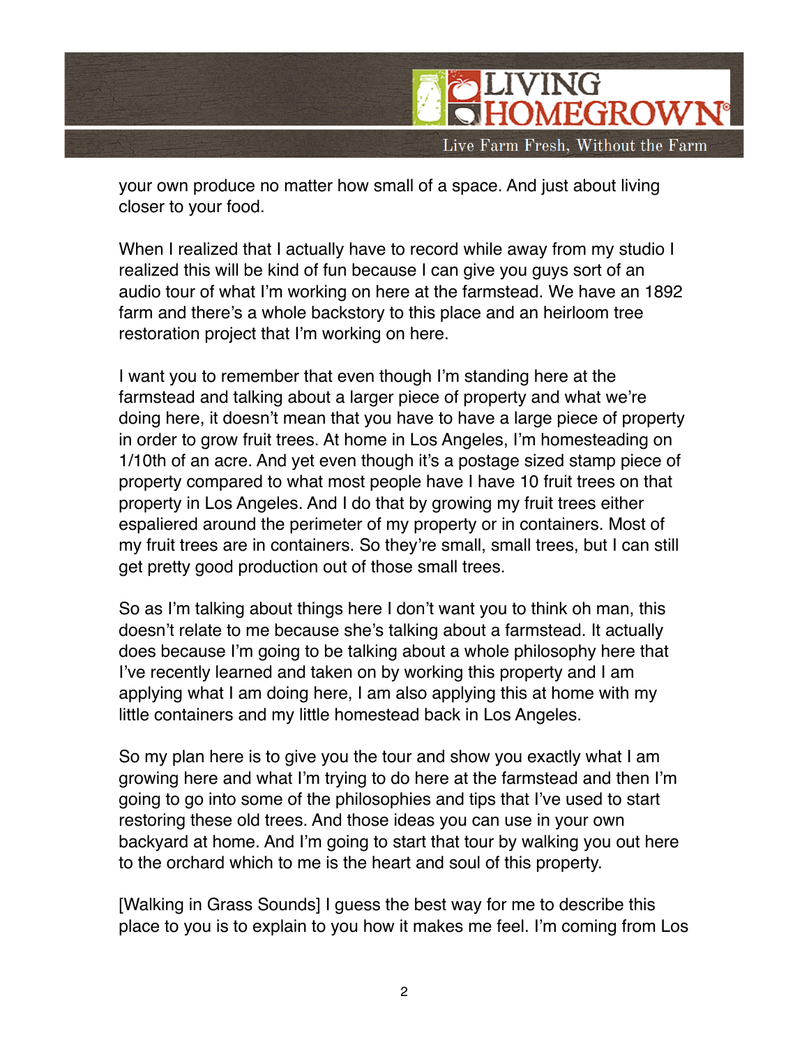your own produce no matter how small of a space. And just about living closer to your food.

When I realized that I actually have to record while away from my studio I realized this will be kind of fun because I can give you guys sort of an audio tour of what I'm working on here at the farmstead. We have an 1892 farm and there's a whole backstory to this place and an heirloom tree restoration project that I'm working on here.

I want you to remember that even though I'm standing here at the farmstead and talking about a larger piece of property and what we're doing here, it doesn't mean that you have to have a large piece of property in order to grow fruit trees. At home in Los Angeles, I'm homesteading on 1/10th of an acre. And yet even though it's a postage sized stamp piece of property compared to what most people have I have 10 fruit trees on that property in Los Angeles. And I do that by growing my fruit trees either espaliered around the perimeter of my property or in containers. Most of my fruit trees are in containers. So they're small, small trees, but I can still get pretty good production out of those small trees.

So as I'm talking about things here I don't want you to think oh man, this doesn't relate to me because she's talking about a farmstead. It actually does because I'm going to be talking about a whole philosophy here that I've recently learned and taken on by working this property and I am applying what I am doing here, I am also applying this at home with my little containers and my little homestead back in Los Angeles.

So my plan here is to give you the tour and show you exactly what I am growing here and what I'm trying to do here at the farmstead and then I'm going to go into some of the philosophies and tips that I've used to start restoring these old trees. And those ideas you can use in your own backyard at home. And I'm going to start that tour by walking you out here to the orchard which to me is the heart and soul of this property.

[Walking in Grass Sounds] I guess the best way for me to describe this place to you is to explain to you how it makes me feel. I'm coming from Los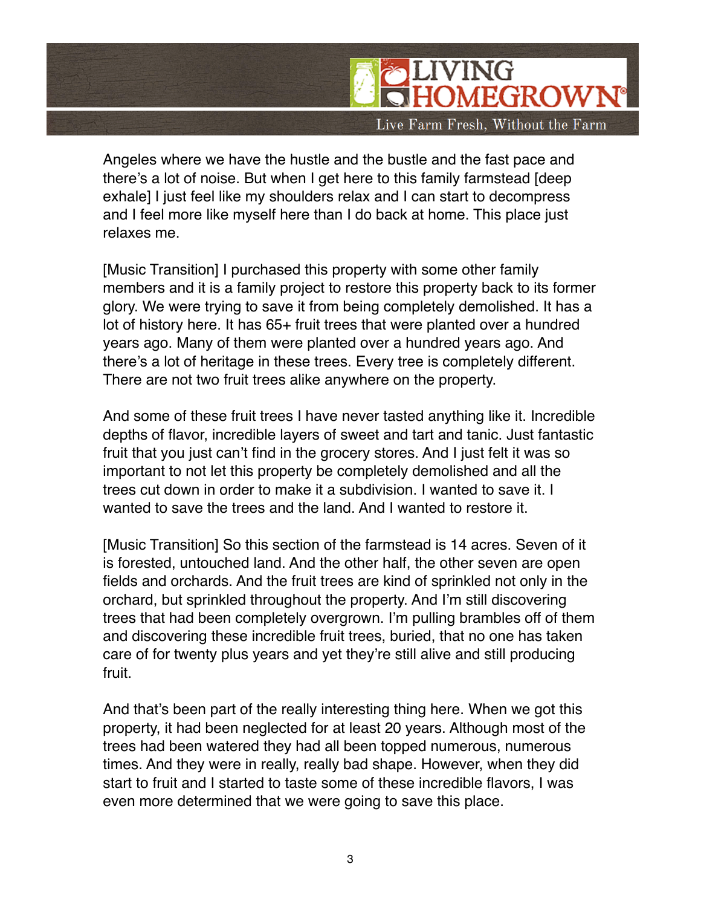Angeles where we have the hustle and the bustle and the fast pace and there's a lot of noise. But when I get here to this family farmstead [deep exhale] I just feel like my shoulders relax and I can start to decompress and I feel more like myself here than I do back at home. This place just relaxes me.

[Music Transition] I purchased this property with some other family members and it is a family project to restore this property back to its former glory. We were trying to save it from being completely demolished. It has a lot of history here. It has 65+ fruit trees that were planted over a hundred years ago. Many of them were planted over a hundred years ago. And there's a lot of heritage in these trees. Every tree is completely different. There are not two fruit trees alike anywhere on the property.

And some of these fruit trees I have never tasted anything like it. Incredible depths of flavor, incredible layers of sweet and tart and tanic. Just fantastic fruit that you just can't find in the grocery stores. And I just felt it was so important to not let this property be completely demolished and all the trees cut down in order to make it a subdivision. I wanted to save it. I wanted to save the trees and the land. And I wanted to restore it.

[Music Transition] So this section of the farmstead is 14 acres. Seven of it is forested, untouched land. And the other half, the other seven are open fields and orchards. And the fruit trees are kind of sprinkled not only in the orchard, but sprinkled throughout the property. And I'm still discovering trees that had been completely overgrown. I'm pulling brambles off of them and discovering these incredible fruit trees, buried, that no one has taken care of for twenty plus years and yet they're still alive and still producing fruit.

And that's been part of the really interesting thing here. When we got this property, it had been neglected for at least 20 years. Although most of the trees had been watered they had all been topped numerous, numerous times. And they were in really, really bad shape. However, when they did start to fruit and I started to taste some of these incredible flavors, I was even more determined that we were going to save this place.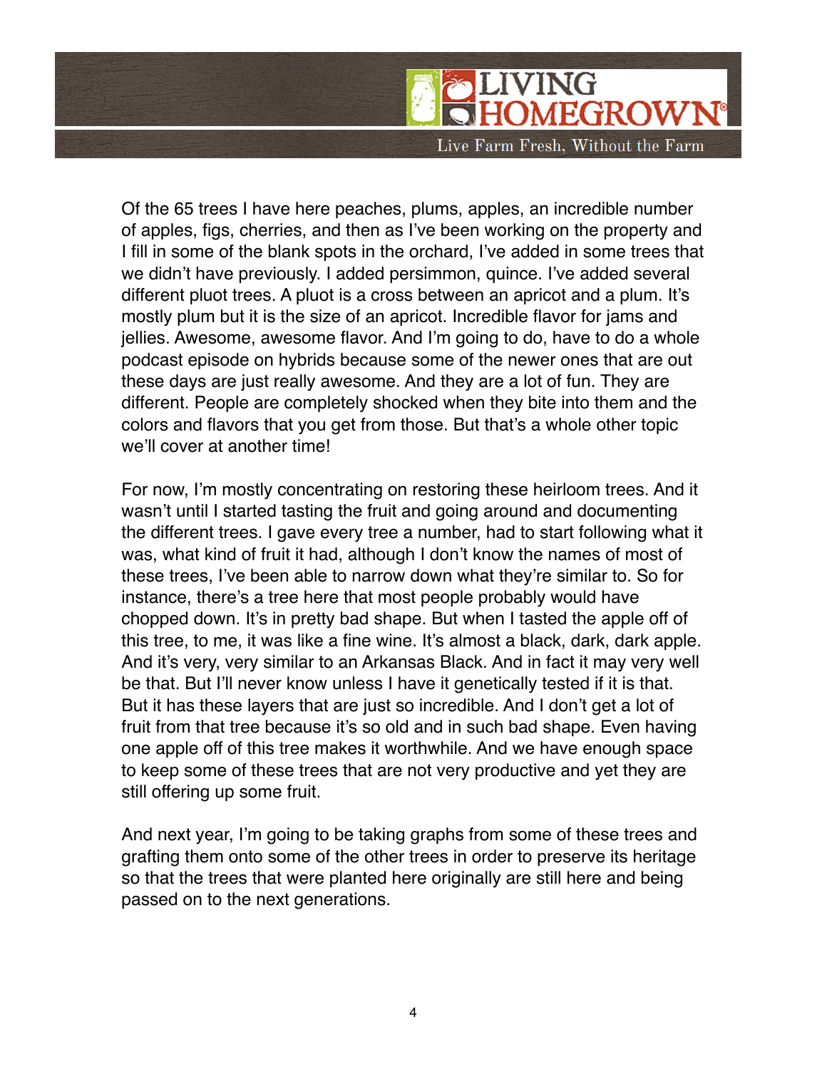Of the 65 trees I have here peaches, plums, apples, an incredible number of apples, figs, cherries, and then as I've been working on the property and I fill in some of the blank spots in the orchard, I've added in some trees that we didn't have previously. I added persimmon, quince. I've added several different pluot trees. A pluot is a cross between an apricot and a plum. It's mostly plum but it is the size of an apricot. Incredible flavor for jams and jellies. Awesome, awesome flavor. And I'm going to do, have to do a whole podcast episode on hybrids because some of the newer ones that are out these days are just really awesome. And they are a lot of fun. They are different. People are completely shocked when they bite into them and the colors and flavors that you get from those. But that's a whole other topic we'll cover at another time!

For now, I'm mostly concentrating on restoring these heirloom trees. And it wasn't until I started tasting the fruit and going around and documenting the different trees. I gave every tree a number, had to start following what it was, what kind of fruit it had, although I don't know the names of most of these trees, I've been able to narrow down what they're similar to. So for instance, there's a tree here that most people probably would have chopped down. It's in pretty bad shape. But when I tasted the apple off of this tree, to me, it was like a fine wine. It's almost a black, dark, dark apple. And it's very, very similar to an Arkansas Black. And in fact it may very well be that. But I'll never know unless I have it genetically tested if it is that. But it has these layers that are just so incredible. And I don't get a lot of fruit from that tree because it's so old and in such bad shape. Even having one apple off of this tree makes it worthwhile. And we have enough space to keep some of these trees that are not very productive and yet they are still offering up some fruit.

And next year, I'm going to be taking graphs from some of these trees and grafting them onto some of the other trees in order to preserve its heritage so that the trees that were planted here originally are still here and being passed on to the next generations.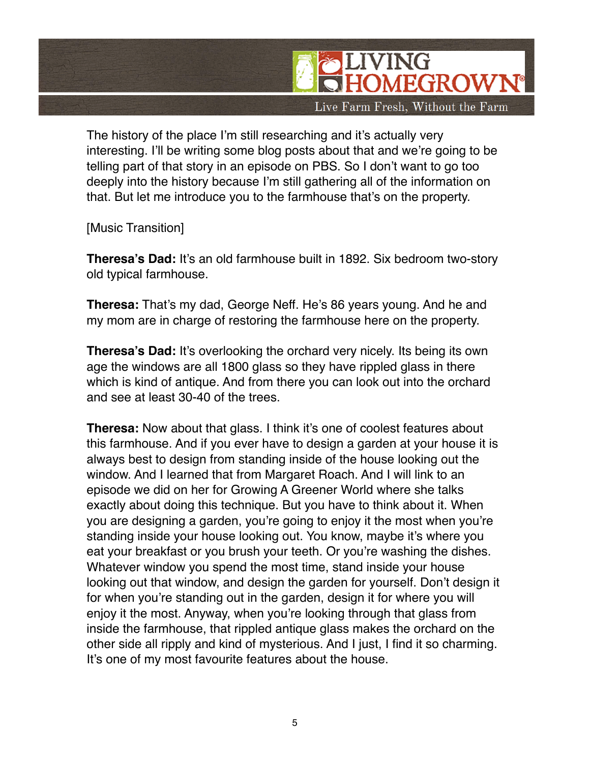The history of the place I'm still researching and it's actually very interesting. I'll be writing some blog posts about that and we're going to be telling part of that story in an episode on PBS. So I don't want to go too deeply into the history because I'm still gathering all of the information on that. But let me introduce you to the farmhouse that's on the property.

[Music Transition]

**Theresa's Dad:** It's an old farmhouse built in 1892. Six bedroom two-story old typical farmhouse.

**Theresa:** That's my dad, George Neff. He's 86 years young. And he and my mom are in charge of restoring the farmhouse here on the property.

**Theresa's Dad:** It's overlooking the orchard very nicely. Its being its own age the windows are all 1800 glass so they have rippled glass in there which is kind of antique. And from there you can look out into the orchard and see at least 30-40 of the trees.

**Theresa:** Now about that glass. I think it's one of coolest features about this farmhouse. And if you ever have to design a garden at your house it is always best to design from standing inside of the house looking out the window. And I learned that from Margaret Roach. And I will link to an episode we did on her for Growing A Greener World where she talks exactly about doing this technique. But you have to think about it. When you are designing a garden, you're going to enjoy it the most when you're standing inside your house looking out. You know, maybe it's where you eat your breakfast or you brush your teeth. Or you're washing the dishes. Whatever window you spend the most time, stand inside your house looking out that window, and design the garden for yourself. Don't design it for when you're standing out in the garden, design it for where you will enjoy it the most. Anyway, when you're looking through that glass from inside the farmhouse, that rippled antique glass makes the orchard on the other side all ripply and kind of mysterious. And I just, I find it so charming. It's one of my most favourite features about the house.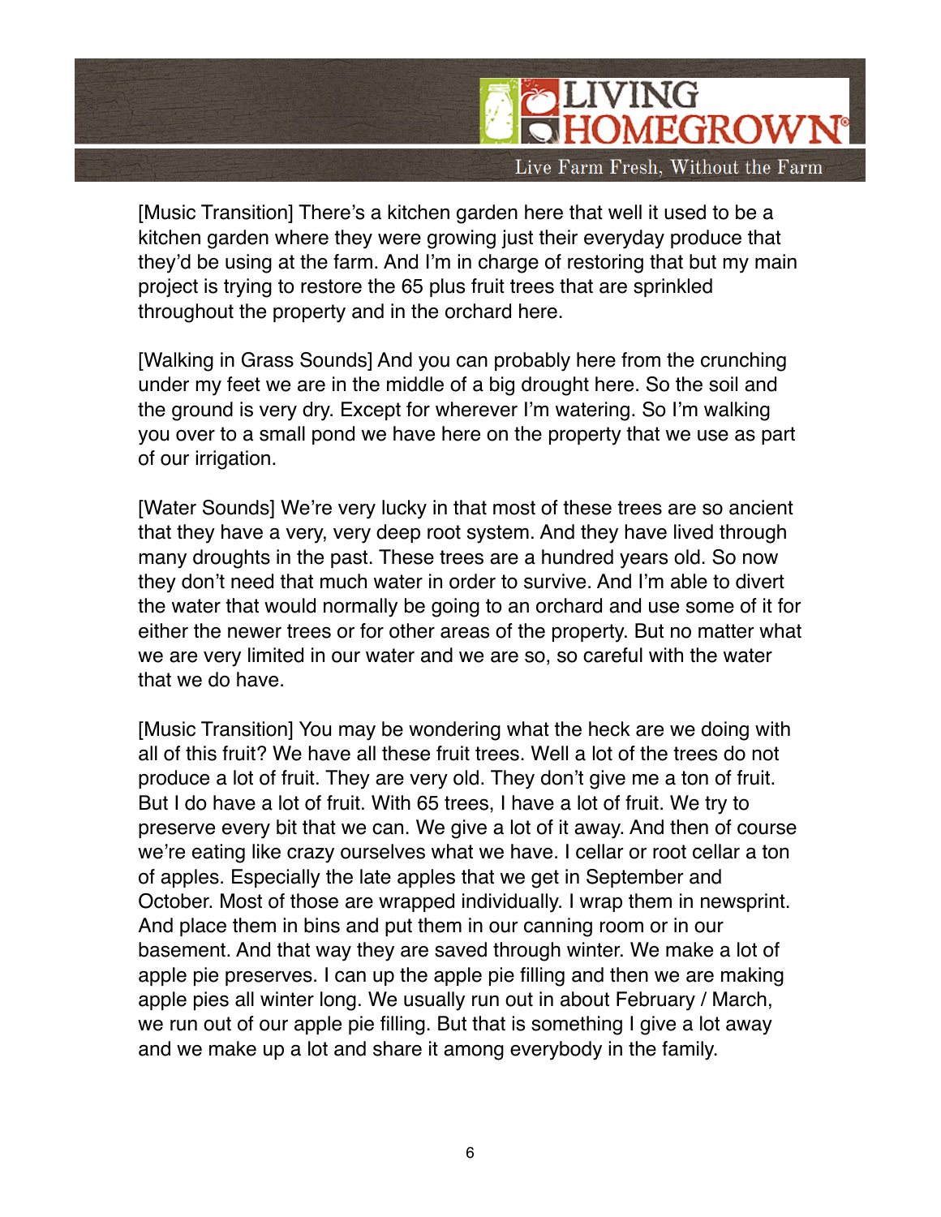[Music Transition] There's a kitchen garden here that well it used to be a kitchen garden where they were growing just their everyday produce that they'd be using at the farm. And I'm in charge of restoring that but my main project is trying to restore the 65 plus fruit trees that are sprinkled throughout the property and in the orchard here.

[Walking in Grass Sounds] And you can probably here from the crunching under my feet we are in the middle of a big drought here. So the soil and the ground is very dry. Except for wherever I'm watering. So I'm walking you over to a small pond we have here on the property that we use as part of our irrigation.

[Water Sounds] We're very lucky in that most of these trees are so ancient that they have a very, very deep root system. And they have lived through many droughts in the past. These trees are a hundred years old. So now they don't need that much water in order to survive. And I'm able to divert the water that would normally be going to an orchard and use some of it for either the newer trees or for other areas of the property. But no matter what we are very limited in our water and we are so, so careful with the water that we do have.

[Music Transition] You may be wondering what the heck are we doing with all of this fruit? We have all these fruit trees. Well a lot of the trees do not produce a lot of fruit. They are very old. They don't give me a ton of fruit. But I do have a lot of fruit. With 65 trees, I have a lot of fruit. We try to preserve every bit that we can. We give a lot of it away. And then of course we're eating like crazy ourselves what we have. I cellar or root cellar a ton of apples. Especially the late apples that we get in September and October. Most of those are wrapped individually. I wrap them in newsprint. And place them in bins and put them in our canning room or in our basement. And that way they are saved through winter. We make a lot of apple pie preserves. I can up the apple pie filling and then we are making apple pies all winter long. We usually run out in about February / March, we run out of our apple pie filling. But that is something I give a lot away and we make up a lot and share it among everybody in the family.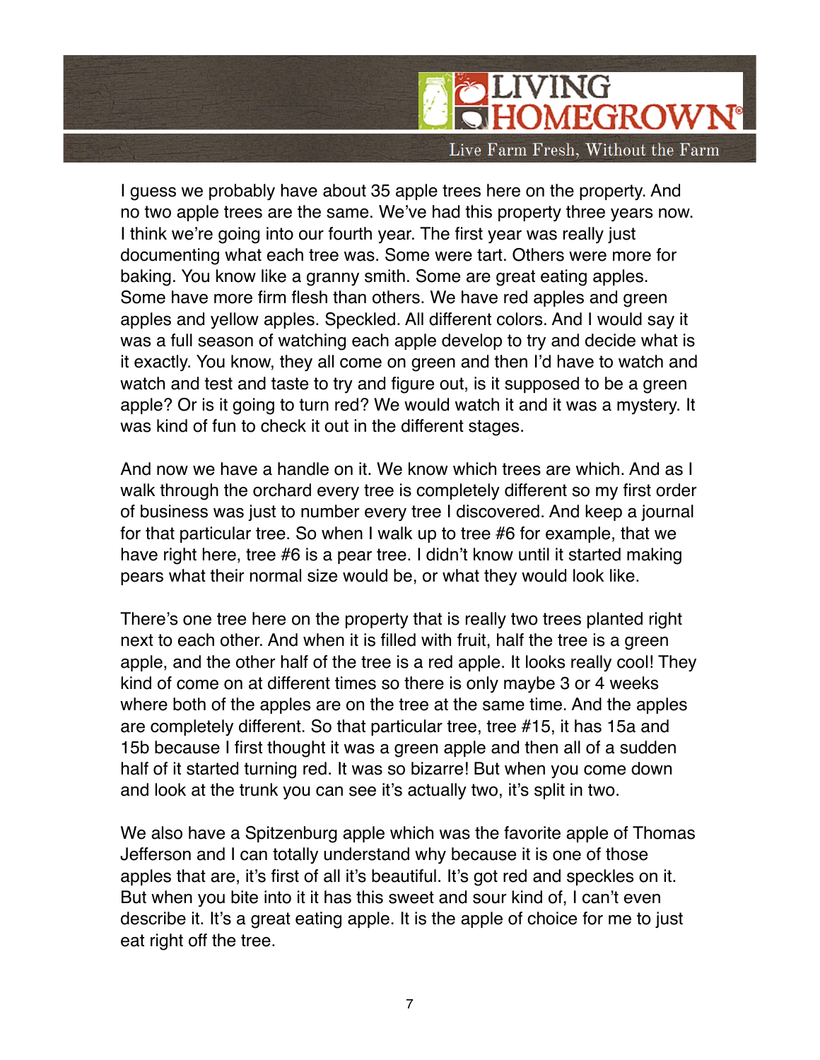I guess we probably have about 35 apple trees here on the property. And no two apple trees are the same. We've had this property three years now. I think we're going into our fourth year. The first year was really just documenting what each tree was. Some were tart. Others were more for baking. You know like a granny smith. Some are great eating apples. Some have more firm flesh than others. We have red apples and green apples and yellow apples. Speckled. All different colors. And I would say it was a full season of watching each apple develop to try and decide what is it exactly. You know, they all come on green and then I'd have to watch and watch and test and taste to try and figure out, is it supposed to be a green apple? Or is it going to turn red? We would watch it and it was a mystery. It was kind of fun to check it out in the different stages.

And now we have a handle on it. We know which trees are which. And as I walk through the orchard every tree is completely different so my first order of business was just to number every tree I discovered. And keep a journal for that particular tree. So when I walk up to tree #6 for example, that we have right here, tree #6 is a pear tree. I didn't know until it started making pears what their normal size would be, or what they would look like.

There's one tree here on the property that is really two trees planted right next to each other. And when it is filled with fruit, half the tree is a green apple, and the other half of the tree is a red apple. It looks really cool! They kind of come on at different times so there is only maybe 3 or 4 weeks where both of the apples are on the tree at the same time. And the apples are completely different. So that particular tree, tree #15, it has 15a and 15b because I first thought it was a green apple and then all of a sudden half of it started turning red. It was so bizarre! But when you come down and look at the trunk you can see it's actually two, it's split in two.

We also have a Spitzenburg apple which was the favorite apple of Thomas Jefferson and I can totally understand why because it is one of those apples that are, it's first of all it's beautiful. It's got red and speckles on it. But when you bite into it it has this sweet and sour kind of, I can't even describe it. It's a great eating apple. It is the apple of choice for me to just eat right off the tree.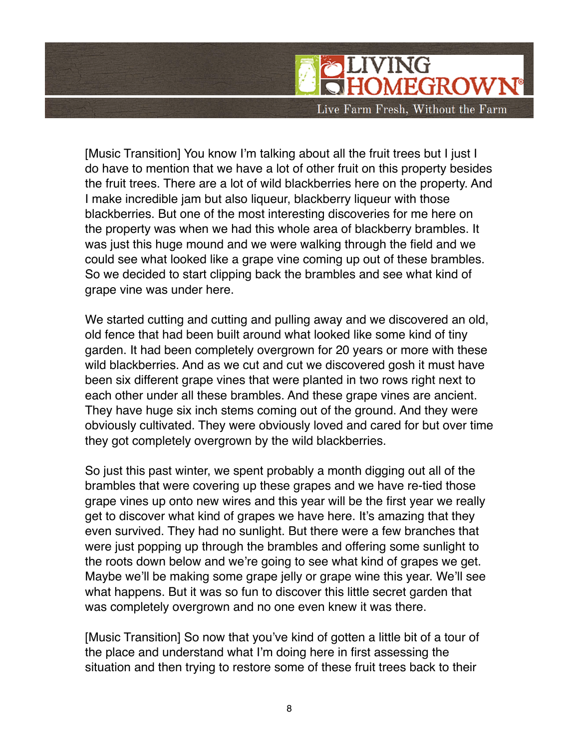[Music Transition] You know I'm talking about all the fruit trees but I just I do have to mention that we have a lot of other fruit on this property besides the fruit trees. There are a lot of wild blackberries here on the property. And I make incredible jam but also liqueur, blackberry liqueur with those blackberries. But one of the most interesting discoveries for me here on the property was when we had this whole area of blackberry brambles. It was just this huge mound and we were walking through the field and we could see what looked like a grape vine coming up out of these brambles. So we decided to start clipping back the brambles and see what kind of grape vine was under here.

We started cutting and cutting and pulling away and we discovered an old, old fence that had been built around what looked like some kind of tiny garden. It had been completely overgrown for 20 years or more with these wild blackberries. And as we cut and cut we discovered gosh it must have been six different grape vines that were planted in two rows right next to each other under all these brambles. And these grape vines are ancient. They have huge six inch stems coming out of the ground. And they were obviously cultivated. They were obviously loved and cared for but over time they got completely overgrown by the wild blackberries.

So just this past winter, we spent probably a month digging out all of the brambles that were covering up these grapes and we have re-tied those grape vines up onto new wires and this year will be the first year we really get to discover what kind of grapes we have here. It's amazing that they even survived. They had no sunlight. But there were a few branches that were just popping up through the brambles and offering some sunlight to the roots down below and we're going to see what kind of grapes we get. Maybe we'll be making some grape jelly or grape wine this year. We'll see what happens. But it was so fun to discover this little secret garden that was completely overgrown and no one even knew it was there.

[Music Transition] So now that you've kind of gotten a little bit of a tour of the place and understand what I'm doing here in first assessing the situation and then trying to restore some of these fruit trees back to their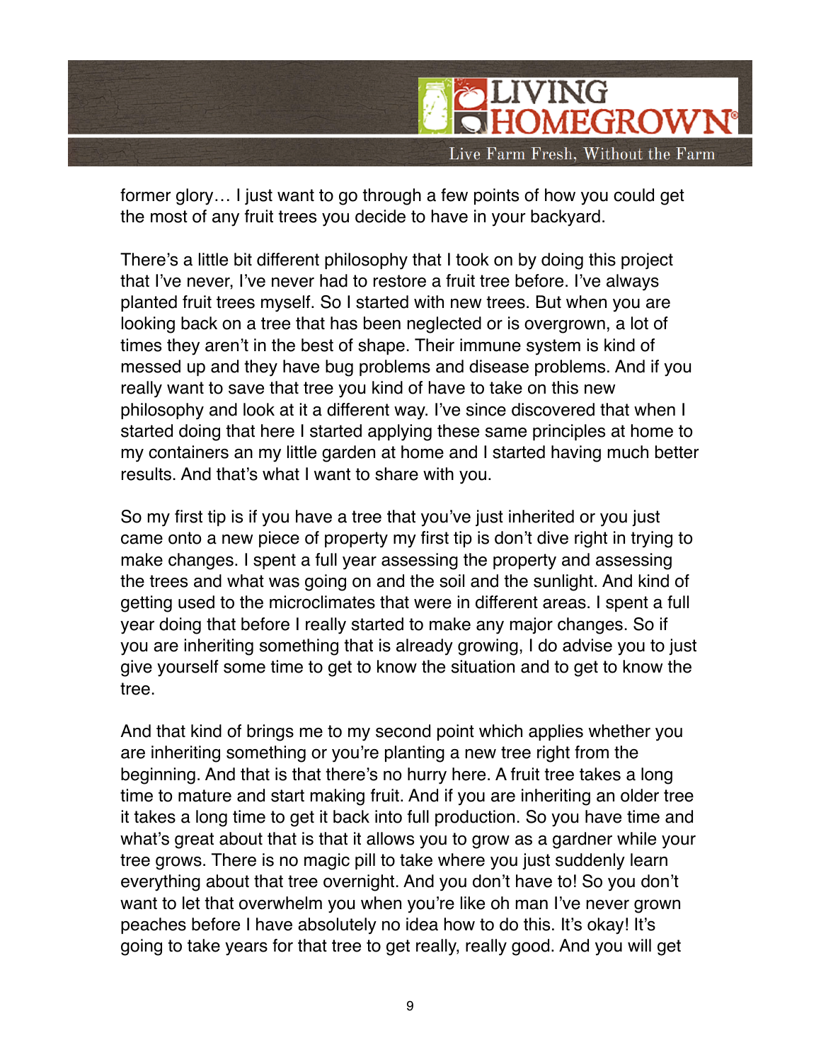former glory… I just want to go through a few points of how you could get the most of any fruit trees you decide to have in your backyard.

There's a little bit different philosophy that I took on by doing this project that I've never, I've never had to restore a fruit tree before. I've always planted fruit trees myself. So I started with new trees. But when you are looking back on a tree that has been neglected or is overgrown, a lot of times they aren't in the best of shape. Their immune system is kind of messed up and they have bug problems and disease problems. And if you really want to save that tree you kind of have to take on this new philosophy and look at it a different way. I've since discovered that when I started doing that here I started applying these same principles at home to my containers an my little garden at home and I started having much better results. And that's what I want to share with you.

So my first tip is if you have a tree that you've just inherited or you just came onto a new piece of property my first tip is don't dive right in trying to make changes. I spent a full year assessing the property and assessing the trees and what was going on and the soil and the sunlight. And kind of getting used to the microclimates that were in different areas. I spent a full year doing that before I really started to make any major changes. So if you are inheriting something that is already growing, I do advise you to just give yourself some time to get to know the situation and to get to know the tree.

And that kind of brings me to my second point which applies whether you are inheriting something or you're planting a new tree right from the beginning. And that is that there's no hurry here. A fruit tree takes a long time to mature and start making fruit. And if you are inheriting an older tree it takes a long time to get it back into full production. So you have time and what's great about that is that it allows you to grow as a gardner while your tree grows. There is no magic pill to take where you just suddenly learn everything about that tree overnight. And you don't have to! So you don't want to let that overwhelm you when you're like oh man I've never grown peaches before I have absolutely no idea how to do this. It's okay! It's going to take years for that tree to get really, really good. And you will get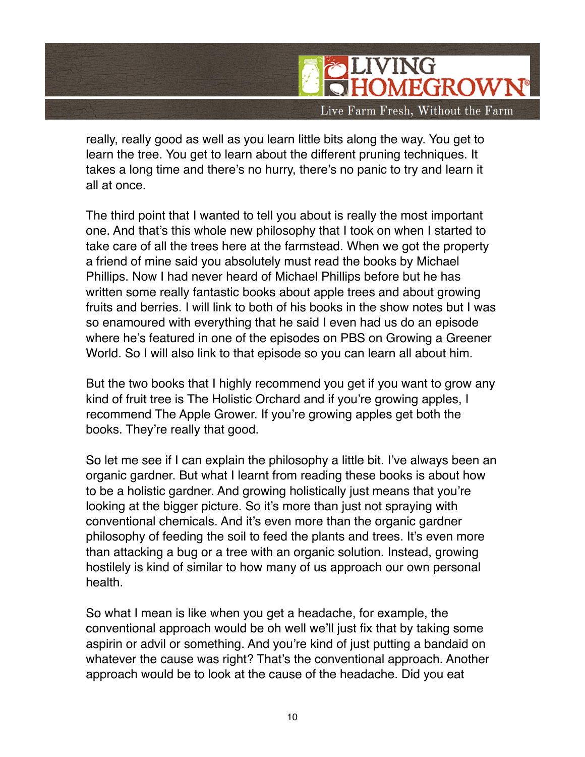really, really good as well as you learn little bits along the way. You get to learn the tree. You get to learn about the different pruning techniques. It takes a long time and there's no hurry, there's no panic to try and learn it all at once.

The third point that I wanted to tell you about is really the most important one. And that's this whole new philosophy that I took on when I started to take care of all the trees here at the farmstead. When we got the property a friend of mine said you absolutely must read the books by Michael Phillips. Now I had never heard of Michael Phillips before but he has written some really fantastic books about apple trees and about growing fruits and berries. I will link to both of his books in the show notes but I was so enamoured with everything that he said I even had us do an episode where he's featured in one of the episodes on PBS on Growing a Greener World. So I will also link to that episode so you can learn all about him.

But the two books that I highly recommend you get if you want to grow any kind of fruit tree is The Holistic Orchard and if you're growing apples, I recommend The Apple Grower. If you're growing apples get both the books. They're really that good.

So let me see if I can explain the philosophy a little bit. I've always been an organic gardner. But what I learnt from reading these books is about how to be a holistic gardner. And growing holistically just means that you're looking at the bigger picture. So it's more than just not spraying with conventional chemicals. And it's even more than the organic gardner philosophy of feeding the soil to feed the plants and trees. It's even more than attacking a bug or a tree with an organic solution. Instead, growing hostilely is kind of similar to how many of us approach our own personal health.

So what I mean is like when you get a headache, for example, the conventional approach would be oh well we'll just fix that by taking some aspirin or advil or something. And you're kind of just putting a bandaid on whatever the cause was right? That's the conventional approach. Another approach would be to look at the cause of the headache. Did you eat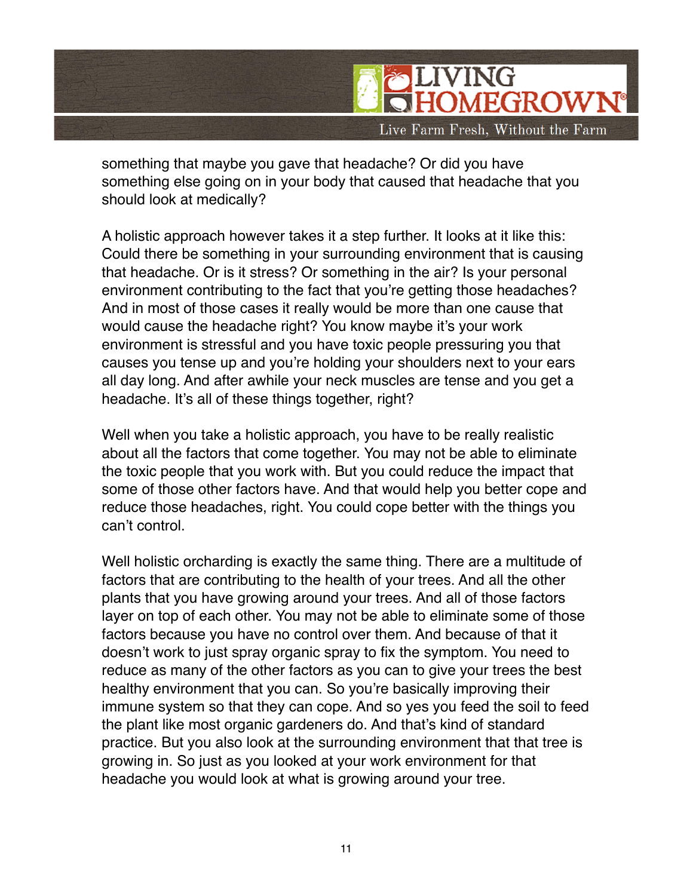something that maybe you gave that headache? Or did you have something else going on in your body that caused that headache that you should look at medically?

A holistic approach however takes it a step further. It looks at it like this: Could there be something in your surrounding environment that is causing that headache. Or is it stress? Or something in the air? Is your personal environment contributing to the fact that you're getting those headaches? And in most of those cases it really would be more than one cause that would cause the headache right? You know maybe it's your work environment is stressful and you have toxic people pressuring you that causes you tense up and you're holding your shoulders next to your ears all day long. And after awhile your neck muscles are tense and you get a headache. It's all of these things together, right?

Well when you take a holistic approach, you have to be really realistic about all the factors that come together. You may not be able to eliminate the toxic people that you work with. But you could reduce the impact that some of those other factors have. And that would help you better cope and reduce those headaches, right. You could cope better with the things you can't control.

Well holistic orcharding is exactly the same thing. There are a multitude of factors that are contributing to the health of your trees. And all the other plants that you have growing around your trees. And all of those factors layer on top of each other. You may not be able to eliminate some of those factors because you have no control over them. And because of that it doesn't work to just spray organic spray to fix the symptom. You need to reduce as many of the other factors as you can to give your trees the best healthy environment that you can. So you're basically improving their immune system so that they can cope. And so yes you feed the soil to feed the plant like most organic gardeners do. And that's kind of standard practice. But you also look at the surrounding environment that that tree is growing in. So just as you looked at your work environment for that headache you would look at what is growing around your tree.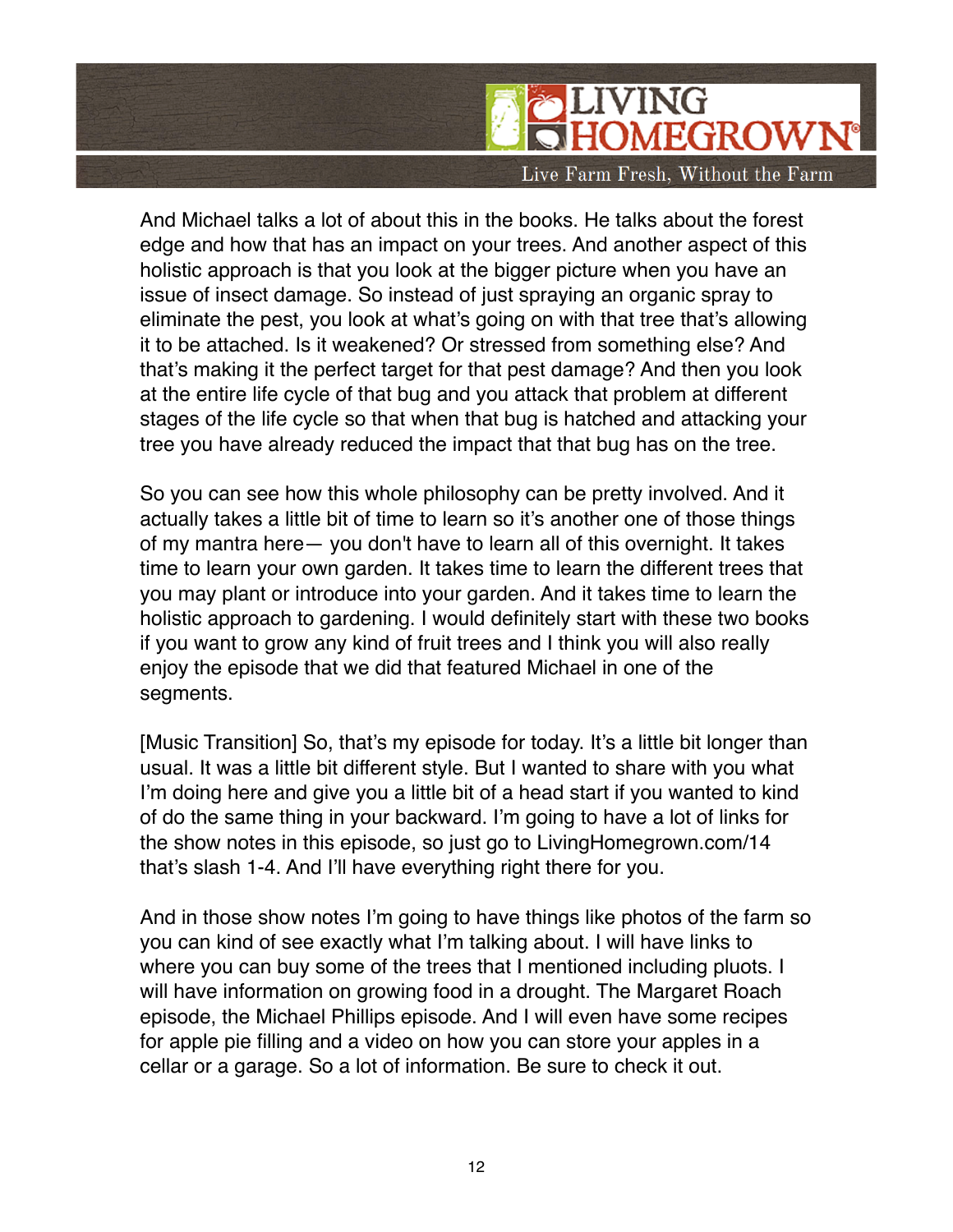And Michael talks a lot of about this in the books. He talks about the forest edge and how that has an impact on your trees. And another aspect of this holistic approach is that you look at the bigger picture when you have an issue of insect damage. So instead of just spraying an organic spray to eliminate the pest, you look at what's going on with that tree that's allowing it to be attached. Is it weakened? Or stressed from something else? And that's making it the perfect target for that pest damage? And then you look at the entire life cycle of that bug and you attack that problem at different stages of the life cycle so that when that bug is hatched and attacking your tree you have already reduced the impact that that bug has on the tree.

So you can see how this whole philosophy can be pretty involved. And it actually takes a little bit of time to learn so it's another one of those things of my mantra here— you don't have to learn all of this overnight. It takes time to learn your own garden. It takes time to learn the different trees that you may plant or introduce into your garden. And it takes time to learn the holistic approach to gardening. I would definitely start with these two books if you want to grow any kind of fruit trees and I think you will also really enjoy the episode that we did that featured Michael in one of the segments.

[Music Transition] So, that's my episode for today. It's a little bit longer than usual. It was a little bit different style. But I wanted to share with you what I'm doing here and give you a little bit of a head start if you wanted to kind of do the same thing in your backward. I'm going to have a lot of links for the show notes in this episode, so just go to LivingHomegrown.com/14 that's slash 1-4. And I'll have everything right there for you.

And in those show notes I'm going to have things like photos of the farm so you can kind of see exactly what I'm talking about. I will have links to where you can buy some of the trees that I mentioned including pluots. I will have information on growing food in a drought. The Margaret Roach episode, the Michael Phillips episode. And I will even have some recipes for apple pie filling and a video on how you can store your apples in a cellar or a garage. So a lot of information. Be sure to check it out.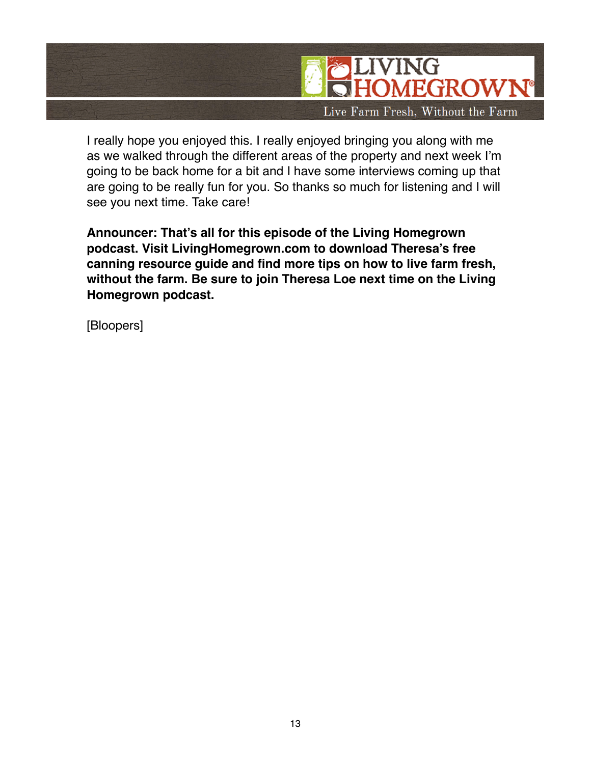I really hope you enjoyed this. I really enjoyed bringing you along with me as we walked through the different areas of the property and next week I'm going to be back home for a bit and I have some interviews coming up that are going to be really fun for you. So thanks so much for listening and I will see you next time. Take care!

**Announcer: That's all for this episode of the Living Homegrown podcast. Visit LivingHomegrown.com to download Theresa's free canning resource guide and find more tips on how to live farm fresh, without the farm. Be sure to join Theresa Loe next time on the Living Homegrown podcast.**

[Bloopers]